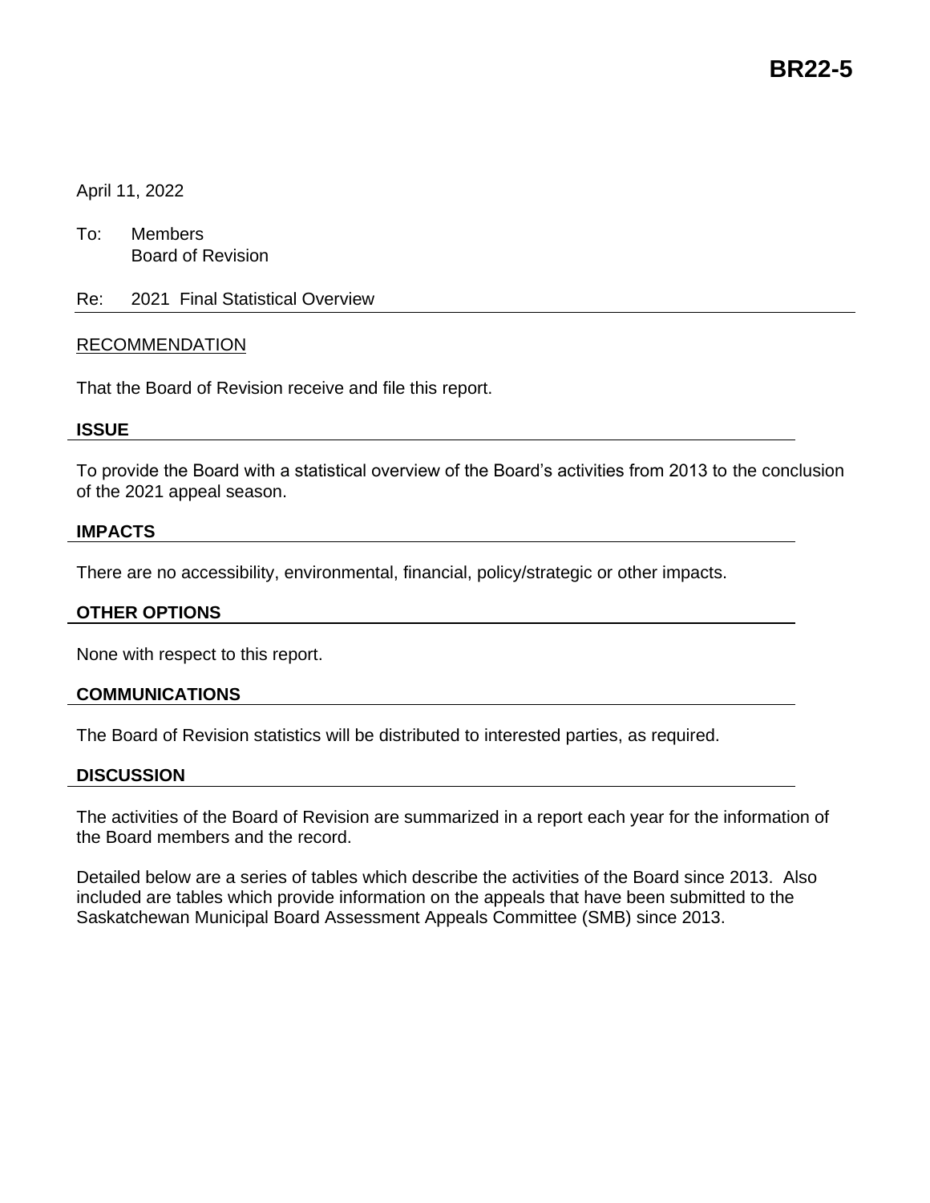# BR22-5

April 11, 2022

To: Members
Board of Revision

Re: 2021 Final Statistical Overview

RECOMMENDATION

That the Board of Revision receive and file this report.

## ISSUE

To provide the Board with a statistical overview of the Board's activities from 2013 to the conclusion of the 2021 appeal season.

## IMPACTS

There are no accessibility, environmental, financial, policy/strategic or other impacts.

## OTHER OPTIONS

None with respect to this report.

## COMMUNICATIONS

The Board of Revision statistics will be distributed to interested parties, as required.

## DISCUSSION

The activities of the Board of Revision are summarized in a report each year for the information of the Board members and the record.

Detailed below are a series of tables which describe the activities of the Board since 2013. Also included are tables which provide information on the appeals that have been submitted to the Saskatchewan Municipal Board Assessment Appeals Committee (SMB) since 2013.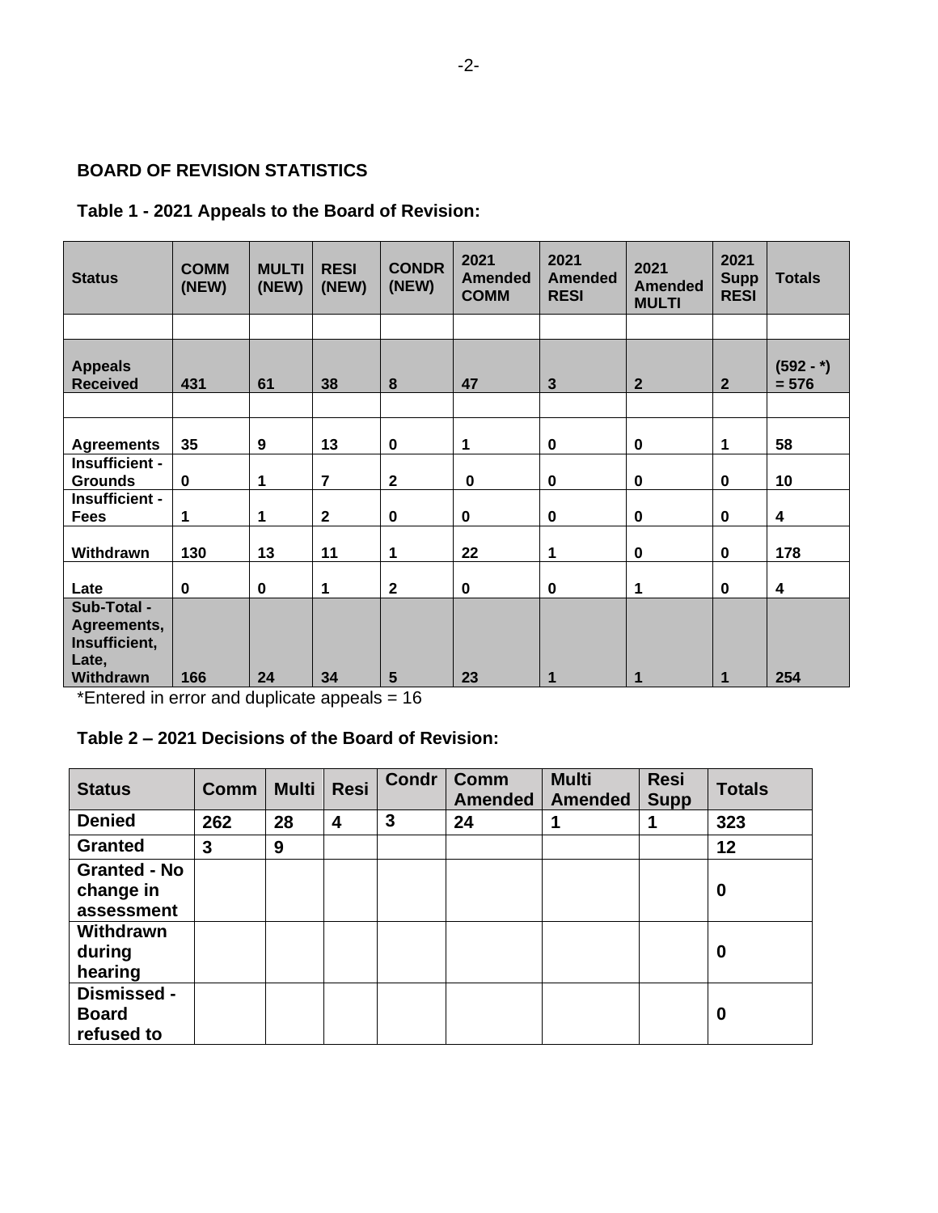**BOARD OF REVISION STATISTICS**

**Table 1 - 2021 Appeals to the Board of Revision:**

| Status | COMM (NEW) | MULTI (NEW) | RESI (NEW) | CONDR (NEW) | 2021 Amended COMM | 2021 Amended RESI | 2021 Amended MULTI | 2021 Supp RESI | Totals |
|---|---|---|---|---|---|---|---|---|---|
| | | | | | | | | | |
| **Appeals Received** | 431 | 61 | 38 | 8 | 47 | 3 | 2 | 2 | (592 - *) = 576 |
| | | | | | | | | | |
| **Agreements** | 35 | 9 | 13 | 0 | 1 | 0 | 0 | 1 | 58 |
| **Insufficient - Grounds** | 0 | 1 | 7 | 2 | 0 | 0 | 0 | 0 | 10 |
| **Insufficient - Fees** | 1 | 1 | 2 | 0 | 0 | 0 | 0 | 0 | 4 |
| **Withdrawn** | 130 | 13 | 11 | 1 | 22 | 1 | 0 | 0 | 178 |
| **Late** | 0 | 0 | 1 | 2 | 0 | 0 | 1 | 0 | 4 |
| **Sub-Total - Agreements, Insufficient, Late, Withdrawn** | 166 | 24 | 34 | 5 | 23 | 1 | 1 | 1 | 254 |

*Entered in error and duplicate appeals = 16

**Table 2 – 2021 Decisions of the Board of Revision:**

| Status | Comm | Multi | Resi | Condr | Comm Amended | Multi Amended | Resi Supp | Totals |
|---|---|---|---|---|---|---|---|---|
| **Denied** | 262 | 28 | 4 | 3 | 24 | 1 | 1 | 323 |
| **Granted** | 3 | 9 | | | | | | 12 |
| **Granted - No change in assessment** | | | | | | | | 0 |
| **Withdrawn during hearing** | | | | | | | | 0 |
| **Dismissed - Board refused to** | | | | | | | | 0 |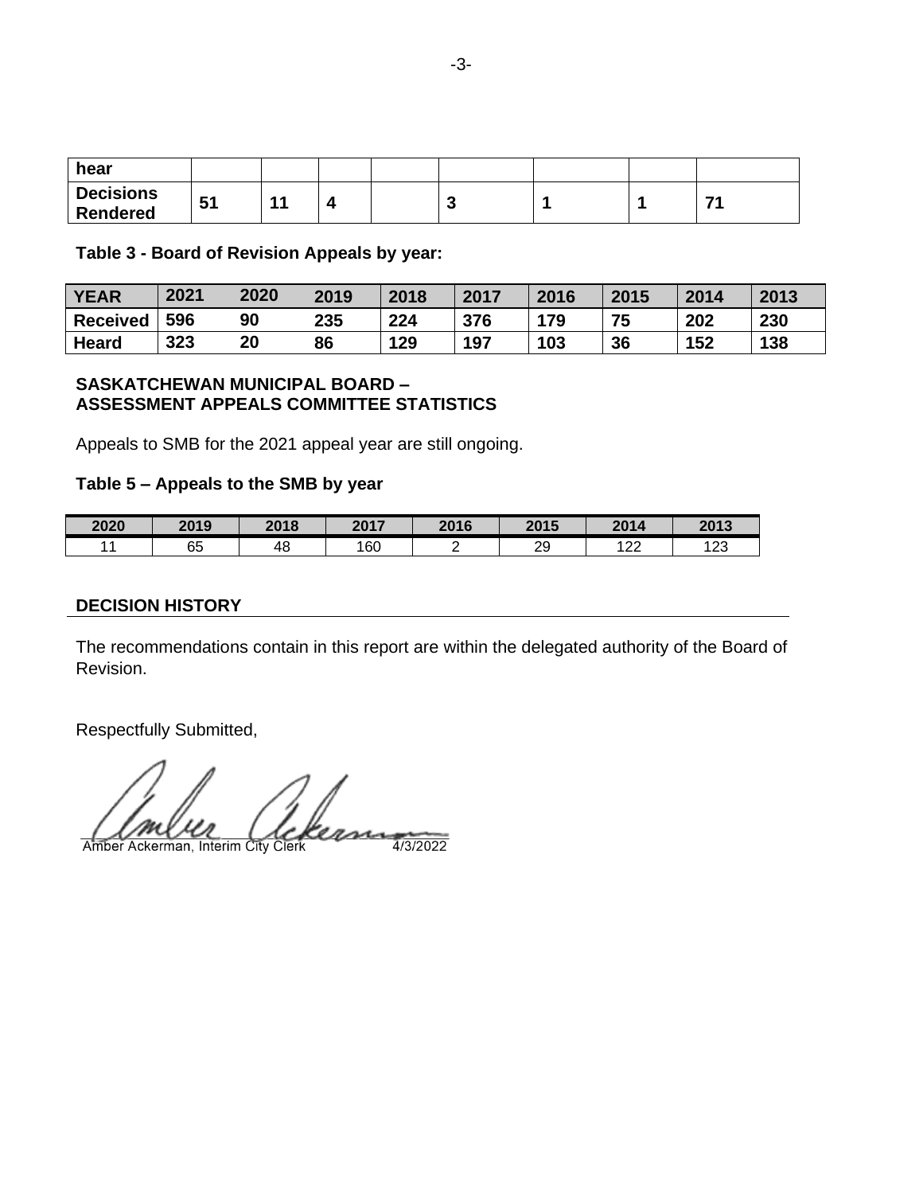| | | | | | | | | |
|---|---|---|---|---|---|---|---|---|
| **hear** | | | | | | | | |
| **Decisions Rendered** | **51** | **11** | **4** | | **3** | **1** | **1** | **71** |

**Table 3 - Board of Revision Appeals by year:**

| **YEAR** | **2021** | **2020** | **2019** | **2018** | **2017** | **2016** | **2015** | **2014** | **2013** |
|---|---|---|---|---|---|---|---|---|---|
| **Received** | **596** | **90** | **235** | **224** | **376** | **179** | **75** | **202** | **230** |
| **Heard** | **323** | **20** | **86** | **129** | **197** | **103** | **36** | **152** | **138** |

**SASKATCHEWAN MUNICIPAL BOARD –**
**ASSESSMENT APPEALS COMMITTEE STATISTICS**

Appeals to SMB for the 2021 appeal year are still ongoing.

**Table 5 – Appeals to the SMB by year**

| 2020 | 2019 | 2018 | 2017 | 2016 | 2015 | 2014 | 2013 |
|---|---|---|---|---|---|---|---|
| 11 | 65 | 48 | 160 | 2 | 29 | 122 | 123 |

**DECISION HISTORY**

The recommendations contain in this report are within the delegated authority of the Board of Revision.

Respectfully Submitted,

Amber Ackerman, Interim City Clerk 4/3/2022